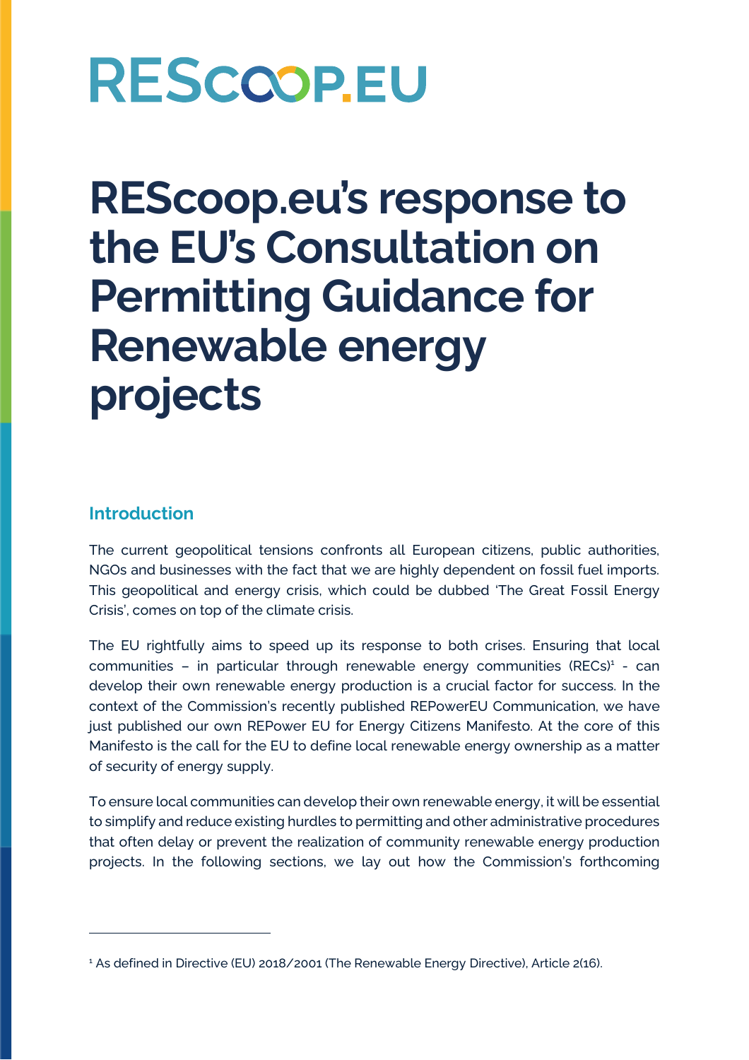# REScoop.eu's response to the EU's Consultation on Permitting Guidance for Renewable energy projects

## Introduction

The current geopolitical tensions confronts all European citizens, public authorities, NGOs and businesses with the fact that we are highly dependent on fossil fuel imports. This geopolitical and energy crisis, which could be dubbed 'The Great Fossil Energy Crisis', comes on top of the climate crisis.

The EU rightfully aims to speed up its response to both crises. Ensuring that local communities – in particular through renewable energy communities (RECs)[1] - can develop their own renewable energy production is a crucial factor for success. In the context of the Commission's recently published REPowerEU Communication, we have just published our own REPower EU for Energy Citizens Manifesto. At the core of this Manifesto is the call for the EU to define local renewable energy ownership as a matter of security of energy supply.

To ensure local communities can develop their own renewable energy, it will be essential to simplify and reduce existing hurdles to permitting and other administrative procedures that often delay or prevent the realization of community renewable energy production projects. In the following sections, we lay out how the Commission's forthcoming

[1] As defined in Directive (EU) 2018/2001 (The Renewable Energy Directive), Article 2(16).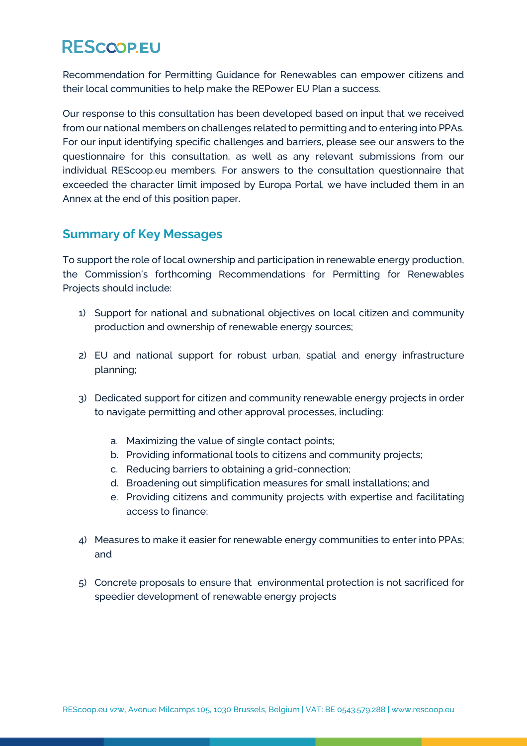Recommendation for Permitting Guidance for Renewables can empower citizens and their local communities to help make the REPower EU Plan a success.

Our response to this consultation has been developed based on input that we received from our national members on challenges related to permitting and to entering into PPAs. For our input identifying specific challenges and barriers, please see our answers to the questionnaire for this consultation, as well as any relevant submissions from our individual REScoop.eu members. For answers to the consultation questionnaire that exceeded the character limit imposed by Europa Portal, we have included them in an Annex at the end of this position paper.

## Summary of Key Messages

To support the role of local ownership and participation in renewable energy production, the Commission's forthcoming Recommendations for Permitting for Renewables Projects should include:

1) Support for national and subnational objectives on local citizen and community production and ownership of renewable energy sources;

2) EU and national support for robust urban, spatial and energy infrastructure planning;

3) Dedicated support for citizen and community renewable energy projects in order to navigate permitting and other approval processes, including:

    a. Maximizing the value of single contact points;
    b. Providing informational tools to citizens and community projects;
    c. Reducing barriers to obtaining a grid-connection;
    d. Broadening out simplification measures for small installations; and
    e. Providing citizens and community projects with expertise and facilitating access to finance;

4) Measures to make it easier for renewable energy communities to enter into PPAs; and

5) Concrete proposals to ensure that environmental protection is not sacrificed for speedier development of renewable energy projects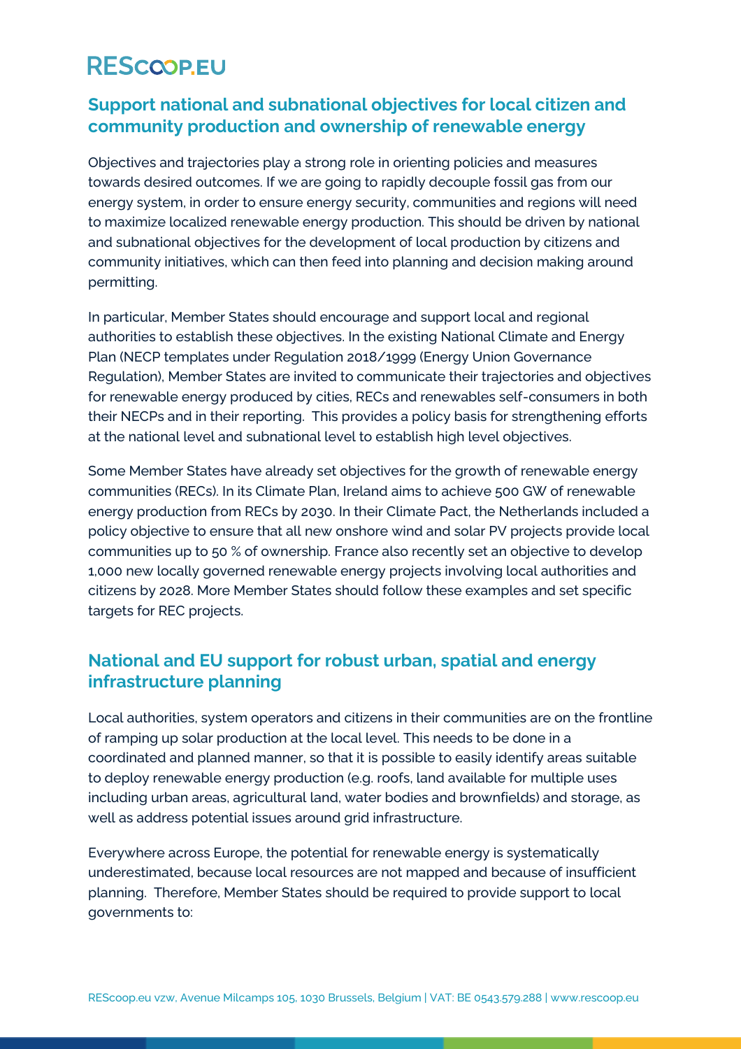## Support national and subnational objectives for local citizen and community production and ownership of renewable energy

Objectives and trajectories play a strong role in orienting policies and measures towards desired outcomes. If we are going to rapidly decouple fossil gas from our energy system, in order to ensure energy security, communities and regions will need to maximize localized renewable energy production. This should be driven by national and subnational objectives for the development of local production by citizens and community initiatives, which can then feed into planning and decision making around permitting.

In particular, Member States should encourage and support local and regional authorities to establish these objectives. In the existing National Climate and Energy Plan (NECP templates under Regulation 2018/1999 (Energy Union Governance Regulation), Member States are invited to communicate their trajectories and objectives for renewable energy produced by cities, RECs and renewables self-consumers in both their NECPs and in their reporting. This provides a policy basis for strengthening efforts at the national level and subnational level to establish high level objectives.

Some Member States have already set objectives for the growth of renewable energy communities (RECs). In its Climate Plan, Ireland aims to achieve 500 GW of renewable energy production from RECs by 2030. In their Climate Pact, the Netherlands included a policy objective to ensure that all new onshore wind and solar PV projects provide local communities up to 50 % of ownership. France also recently set an objective to develop 1,000 new locally governed renewable energy projects involving local authorities and citizens by 2028. More Member States should follow these examples and set specific targets for REC projects.

## National and EU support for robust urban, spatial and energy infrastructure planning

Local authorities, system operators and citizens in their communities are on the frontline of ramping up solar production at the local level. This needs to be done in a coordinated and planned manner, so that it is possible to easily identify areas suitable to deploy renewable energy production (e.g. roofs, land available for multiple uses including urban areas, agricultural land, water bodies and brownfields) and storage, as well as address potential issues around grid infrastructure.

Everywhere across Europe, the potential for renewable energy is systematically underestimated, because local resources are not mapped and because of insufficient planning. Therefore, Member States should be required to provide support to local governments to: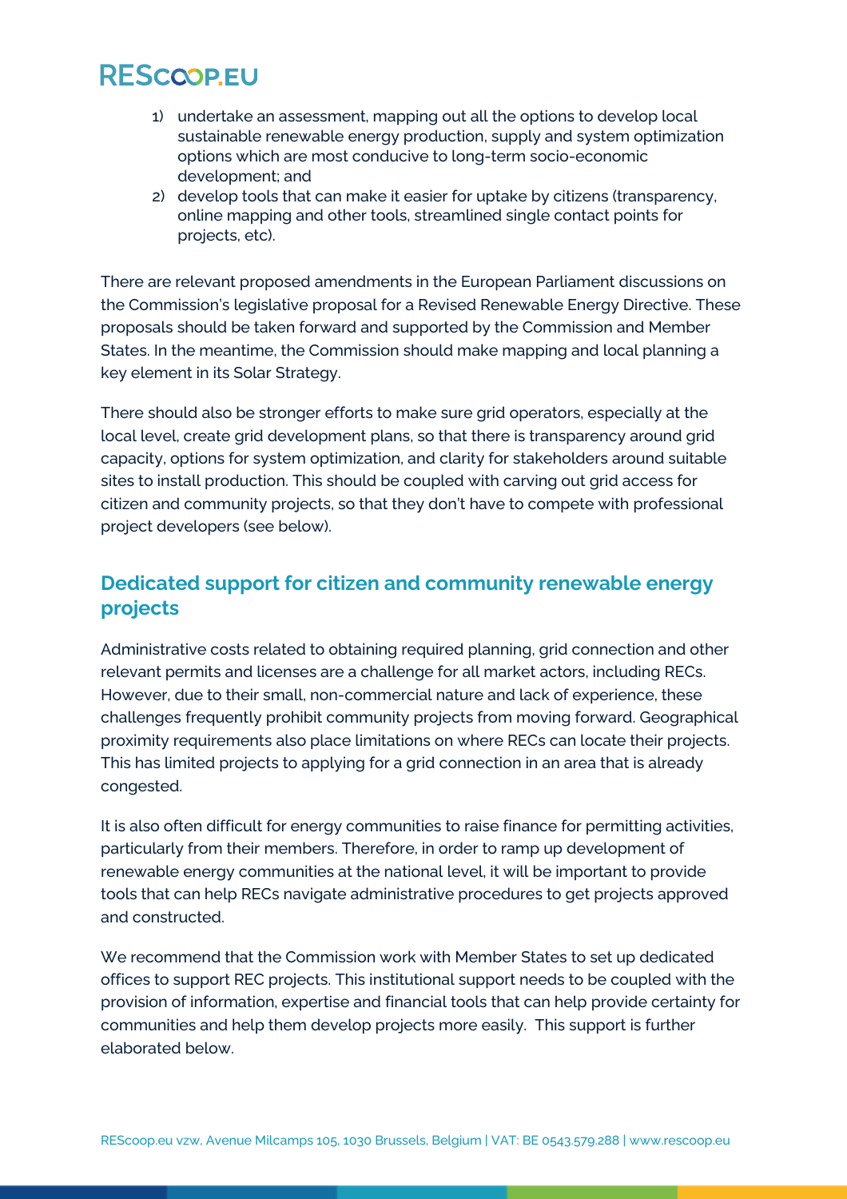1) undertake an assessment, mapping out all the options to develop local sustainable renewable energy production, supply and system optimization options which are most conducive to long-term socio-economic development; and
2) develop tools that can make it easier for uptake by citizens (transparency, online mapping and other tools, streamlined single contact points for projects, etc).

There are relevant proposed amendments in the European Parliament discussions on the Commission's legislative proposal for a Revised Renewable Energy Directive. These proposals should be taken forward and supported by the Commission and Member States. In the meantime, the Commission should make mapping and local planning a key element in its Solar Strategy.

There should also be stronger efforts to make sure grid operators, especially at the local level, create grid development plans, so that there is transparency around grid capacity, options for system optimization, and clarity for stakeholders around suitable sites to install production. This should be coupled with carving out grid access for citizen and community projects, so that they don't have to compete with professional project developers (see below).

## Dedicated support for citizen and community renewable energy projects

Administrative costs related to obtaining required planning, grid connection and other relevant permits and licenses are a challenge for all market actors, including RECs. However, due to their small, non-commercial nature and lack of experience, these challenges frequently prohibit community projects from moving forward. Geographical proximity requirements also place limitations on where RECs can locate their projects. This has limited projects to applying for a grid connection in an area that is already congested.

It is also often difficult for energy communities to raise finance for permitting activities, particularly from their members. Therefore, in order to ramp up development of renewable energy communities at the national level, it will be important to provide tools that can help RECs navigate administrative procedures to get projects approved and constructed.

We recommend that the Commission work with Member States to set up dedicated offices to support REC projects. This institutional support needs to be coupled with the provision of information, expertise and financial tools that can help provide certainty for communities and help them develop projects more easily. This support is further elaborated below.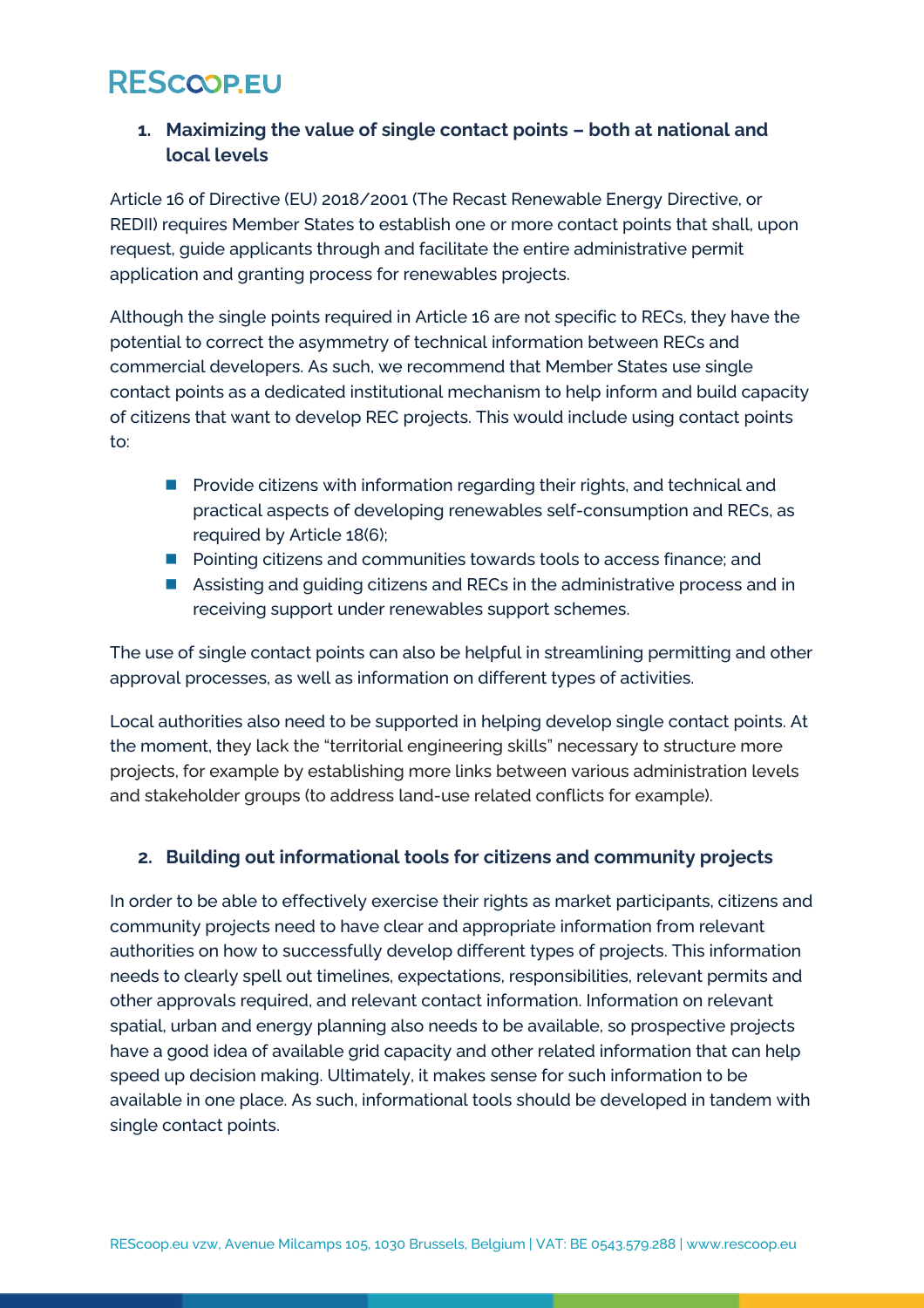## 1. Maximizing the value of single contact points – both at national and local levels

Article 16 of Directive (EU) 2018/2001 (The Recast Renewable Energy Directive, or REDII) requires Member States to establish one or more contact points that shall, upon request, guide applicants through and facilitate the entire administrative permit application and granting process for renewables projects.

Although the single points required in Article 16 are not specific to RECs, they have the potential to correct the asymmetry of technical information between RECs and commercial developers. As such, we recommend that Member States use single contact points as a dedicated institutional mechanism to help inform and build capacity of citizens that want to develop REC projects. This would include using contact points to:

- Provide citizens with information regarding their rights, and technical and practical aspects of developing renewables self-consumption and RECs, as required by Article 18(6);
- Pointing citizens and communities towards tools to access finance; and
- Assisting and guiding citizens and RECs in the administrative process and in receiving support under renewables support schemes.

The use of single contact points can also be helpful in streamlining permitting and other approval processes, as well as information on different types of activities.

Local authorities also need to be supported in helping develop single contact points. At the moment, they lack the "territorial engineering skills" necessary to structure more projects, for example by establishing more links between various administration levels and stakeholder groups (to address land-use related conflicts for example).

## 2. Building out informational tools for citizens and community projects

In order to be able to effectively exercise their rights as market participants, citizens and community projects need to have clear and appropriate information from relevant authorities on how to successfully develop different types of projects. This information needs to clearly spell out timelines, expectations, responsibilities, relevant permits and other approvals required, and relevant contact information. Information on relevant spatial, urban and energy planning also needs to be available, so prospective projects have a good idea of available grid capacity and other related information that can help speed up decision making. Ultimately, it makes sense for such information to be available in one place. As such, informational tools should be developed in tandem with single contact points.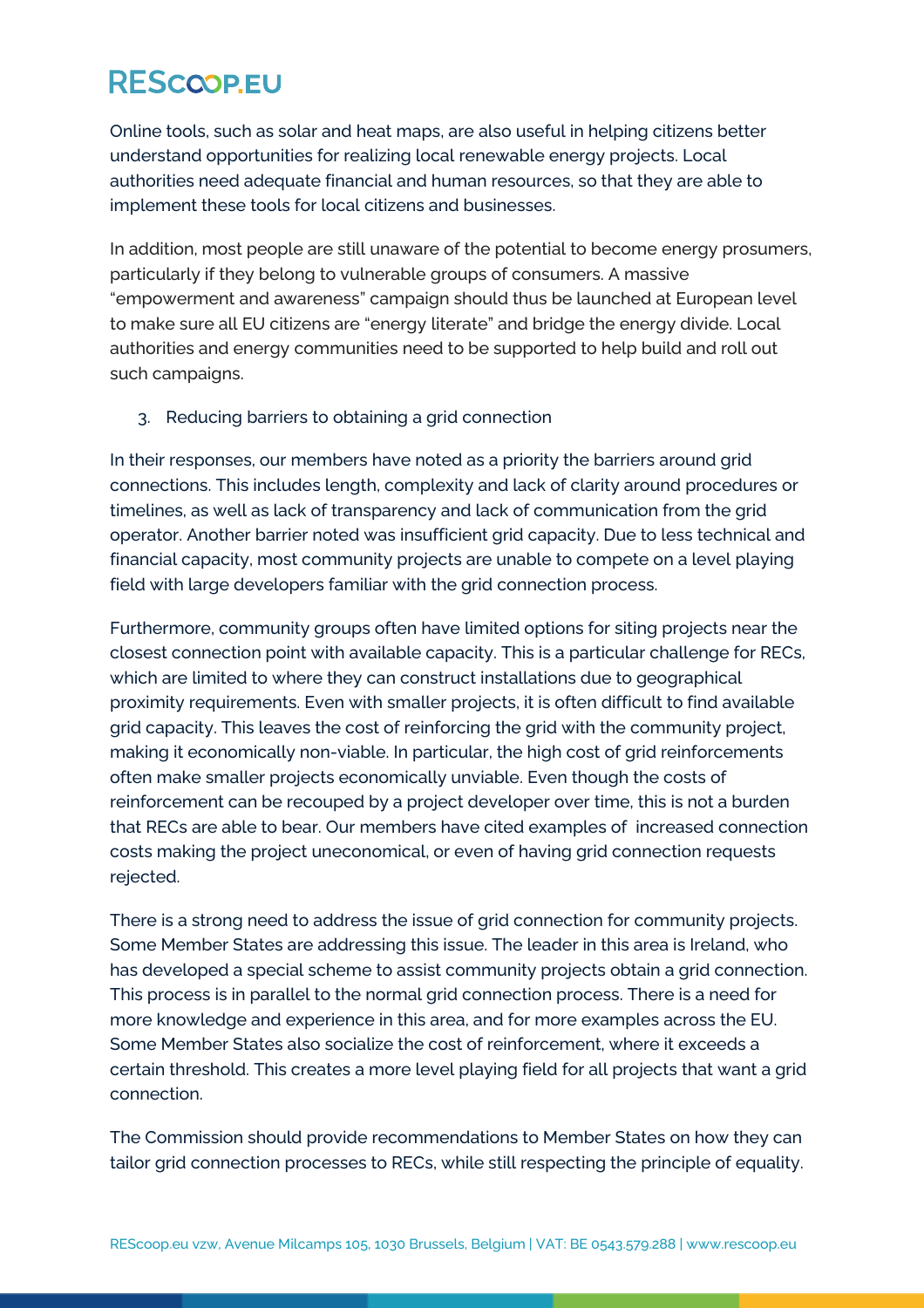Online tools, such as solar and heat maps, are also useful in helping citizens better understand opportunities for realizing local renewable energy projects. Local authorities need adequate financial and human resources, so that they are able to implement these tools for local citizens and businesses.

In addition, most people are still unaware of the potential to become energy prosumers, particularly if they belong to vulnerable groups of consumers. A massive "empowerment and awareness" campaign should thus be launched at European level to make sure all EU citizens are "energy literate" and bridge the energy divide. Local authorities and energy communities need to be supported to help build and roll out such campaigns.

3. Reducing barriers to obtaining a grid connection

In their responses, our members have noted as a priority the barriers around grid connections. This includes length, complexity and lack of clarity around procedures or timelines, as well as lack of transparency and lack of communication from the grid operator. Another barrier noted was insufficient grid capacity. Due to less technical and financial capacity, most community projects are unable to compete on a level playing field with large developers familiar with the grid connection process.

Furthermore, community groups often have limited options for siting projects near the closest connection point with available capacity. This is a particular challenge for RECs, which are limited to where they can construct installations due to geographical proximity requirements. Even with smaller projects, it is often difficult to find available grid capacity. This leaves the cost of reinforcing the grid with the community project, making it economically non-viable. In particular, the high cost of grid reinforcements often make smaller projects economically unviable. Even though the costs of reinforcement can be recouped by a project developer over time, this is not a burden that RECs are able to bear. Our members have cited examples of increased connection costs making the project uneconomical, or even of having grid connection requests rejected.

There is a strong need to address the issue of grid connection for community projects. Some Member States are addressing this issue. The leader in this area is Ireland, who has developed a special scheme to assist community projects obtain a grid connection. This process is in parallel to the normal grid connection process. There is a need for more knowledge and experience in this area, and for more examples across the EU. Some Member States also socialize the cost of reinforcement, where it exceeds a certain threshold. This creates a more level playing field for all projects that want a grid connection.

The Commission should provide recommendations to Member States on how they can tailor grid connection processes to RECs, while still respecting the principle of equality.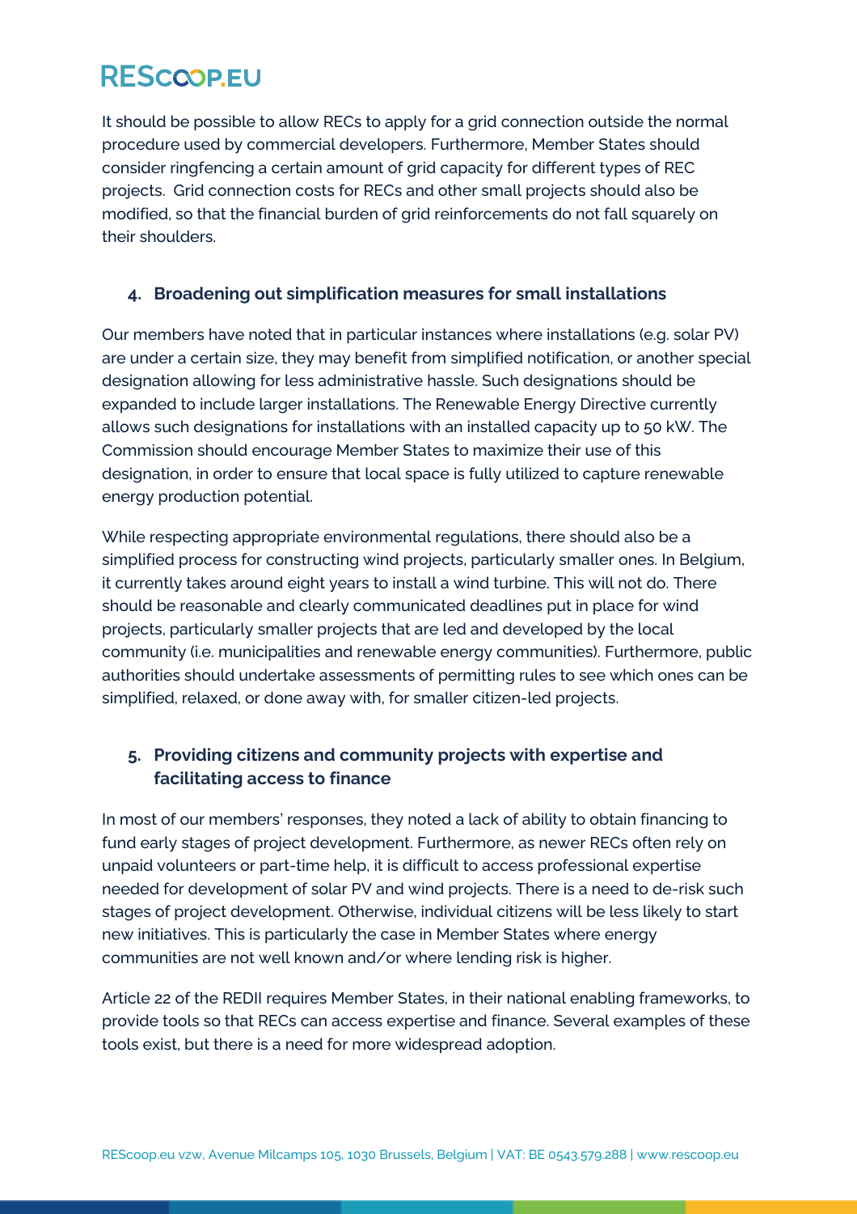It should be possible to allow RECs to apply for a grid connection outside the normal procedure used by commercial developers. Furthermore, Member States should consider ringfencing a certain amount of grid capacity for different types of REC projects. Grid connection costs for RECs and other small projects should also be modified, so that the financial burden of grid reinforcements do not fall squarely on their shoulders.

### 4. Broadening out simplification measures for small installations

Our members have noted that in particular instances where installations (e.g. solar PV) are under a certain size, they may benefit from simplified notification, or another special designation allowing for less administrative hassle. Such designations should be expanded to include larger installations. The Renewable Energy Directive currently allows such designations for installations with an installed capacity up to 50 kW. The Commission should encourage Member States to maximize their use of this designation, in order to ensure that local space is fully utilized to capture renewable energy production potential.

While respecting appropriate environmental regulations, there should also be a simplified process for constructing wind projects, particularly smaller ones. In Belgium, it currently takes around eight years to install a wind turbine. This will not do. There should be reasonable and clearly communicated deadlines put in place for wind projects, particularly smaller projects that are led and developed by the local community (i.e. municipalities and renewable energy communities). Furthermore, public authorities should undertake assessments of permitting rules to see which ones can be simplified, relaxed, or done away with, for smaller citizen-led projects.

### 5. Providing citizens and community projects with expertise and facilitating access to finance

In most of our members' responses, they noted a lack of ability to obtain financing to fund early stages of project development. Furthermore, as newer RECs often rely on unpaid volunteers or part-time help, it is difficult to access professional expertise needed for development of solar PV and wind projects. There is a need to de-risk such stages of project development. Otherwise, individual citizens will be less likely to start new initiatives. This is particularly the case in Member States where energy communities are not well known and/or where lending risk is higher.

Article 22 of the REDII requires Member States, in their national enabling frameworks, to provide tools so that RECs can access expertise and finance. Several examples of these tools exist, but there is a need for more widespread adoption.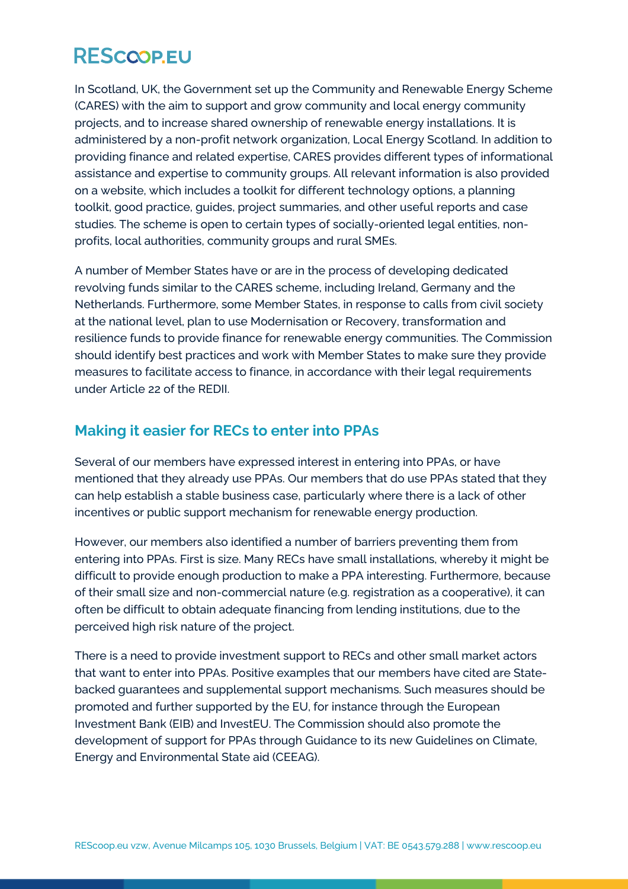In Scotland, UK, the Government set up the Community and Renewable Energy Scheme (CARES) with the aim to support and grow community and local energy community projects, and to increase shared ownership of renewable energy installations. It is administered by a non-profit network organization, Local Energy Scotland. In addition to providing finance and related expertise, CARES provides different types of informational assistance and expertise to community groups. All relevant information is also provided on a website, which includes a toolkit for different technology options, a planning toolkit, good practice, guides, project summaries, and other useful reports and case studies. The scheme is open to certain types of socially-oriented legal entities, non-profits, local authorities, community groups and rural SMEs.

A number of Member States have or are in the process of developing dedicated revolving funds similar to the CARES scheme, including Ireland, Germany and the Netherlands. Furthermore, some Member States, in response to calls from civil society at the national level, plan to use Modernisation or Recovery, transformation and resilience funds to provide finance for renewable energy communities. The Commission should identify best practices and work with Member States to make sure they provide measures to facilitate access to finance, in accordance with their legal requirements under Article 22 of the REDII.

## Making it easier for RECs to enter into PPAs

Several of our members have expressed interest in entering into PPAs, or have mentioned that they already use PPAs. Our members that do use PPAs stated that they can help establish a stable business case, particularly where there is a lack of other incentives or public support mechanism for renewable energy production.

However, our members also identified a number of barriers preventing them from entering into PPAs. First is size. Many RECs have small installations, whereby it might be difficult to provide enough production to make a PPA interesting. Furthermore, because of their small size and non-commercial nature (e.g. registration as a cooperative), it can often be difficult to obtain adequate financing from lending institutions, due to the perceived high risk nature of the project.

There is a need to provide investment support to RECs and other small market actors that want to enter into PPAs. Positive examples that our members have cited are State-backed guarantees and supplemental support mechanisms. Such measures should be promoted and further supported by the EU, for instance through the European Investment Bank (EIB) and InvestEU. The Commission should also promote the development of support for PPAs through Guidance to its new Guidelines on Climate, Energy and Environmental State aid (CEEAG).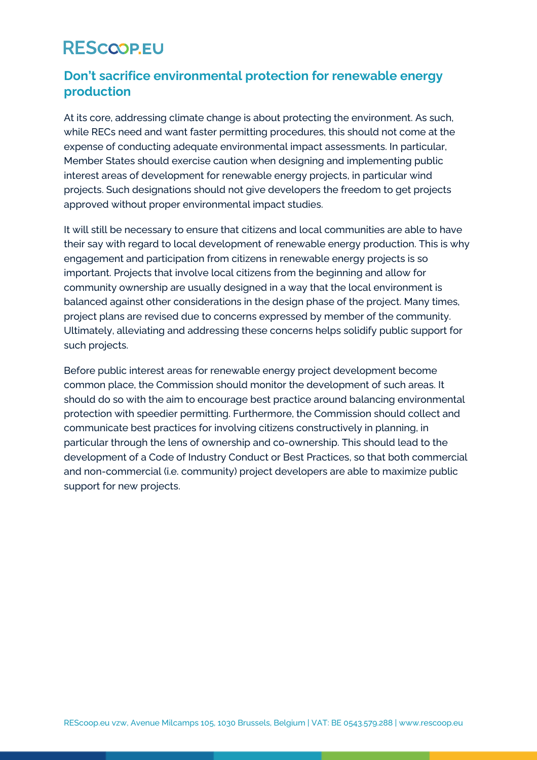## Don't sacrifice environmental protection for renewable energy production

At its core, addressing climate change is about protecting the environment. As such, while RECs need and want faster permitting procedures, this should not come at the expense of conducting adequate environmental impact assessments. In particular, Member States should exercise caution when designing and implementing public interest areas of development for renewable energy projects, in particular wind projects. Such designations should not give developers the freedom to get projects approved without proper environmental impact studies.

It will still be necessary to ensure that citizens and local communities are able to have their say with regard to local development of renewable energy production. This is why engagement and participation from citizens in renewable energy projects is so important. Projects that involve local citizens from the beginning and allow for community ownership are usually designed in a way that the local environment is balanced against other considerations in the design phase of the project. Many times, project plans are revised due to concerns expressed by member of the community. Ultimately, alleviating and addressing these concerns helps solidify public support for such projects.

Before public interest areas for renewable energy project development become common place, the Commission should monitor the development of such areas. It should do so with the aim to encourage best practice around balancing environmental protection with speedier permitting. Furthermore, the Commission should collect and communicate best practices for involving citizens constructively in planning, in particular through the lens of ownership and co-ownership. This should lead to the development of a Code of Industry Conduct or Best Practices, so that both commercial and non-commercial (i.e. community) project developers are able to maximize public support for new projects.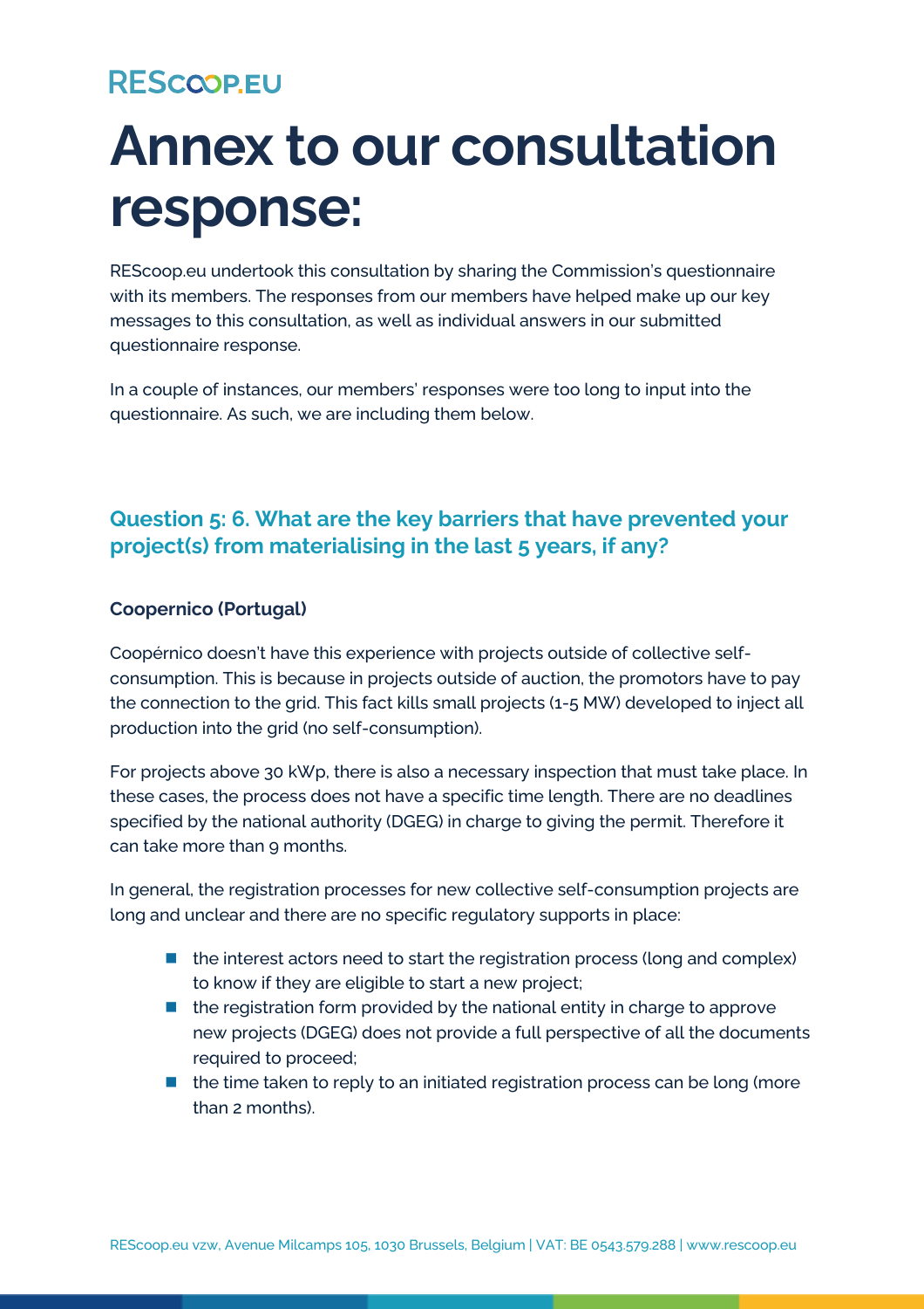# Annex to our consultation response:

REScoop.eu undertook this consultation by sharing the Commission's questionnaire with its members. The responses from our members have helped make up our key messages to this consultation, as well as individual answers in our submitted questionnaire response.

In a couple of instances, our members' responses were too long to input into the questionnaire. As such, we are including them below.

## Question 5: 6. What are the key barriers that have prevented your project(s) from materialising in the last 5 years, if any?

**Coopernico (Portugal)**

Coopérnico doesn't have this experience with projects outside of collective self-consumption. This is because in projects outside of auction, the promotors have to pay the connection to the grid. This fact kills small projects (1-5 MW) developed to inject all production into the grid (no self-consumption).

For projects above 30 kWp, there is also a necessary inspection that must take place. In these cases, the process does not have a specific time length. There are no deadlines specified by the national authority (DGEG) in charge to giving the permit. Therefore it can take more than 9 months.

In general, the registration processes for new collective self-consumption projects are long and unclear and there are no specific regulatory supports in place:

- the interest actors need to start the registration process (long and complex) to know if they are eligible to start a new project;
- the registration form provided by the national entity in charge to approve new projects (DGEG) does not provide a full perspective of all the documents required to proceed;
- the time taken to reply to an initiated registration process can be long (more than 2 months).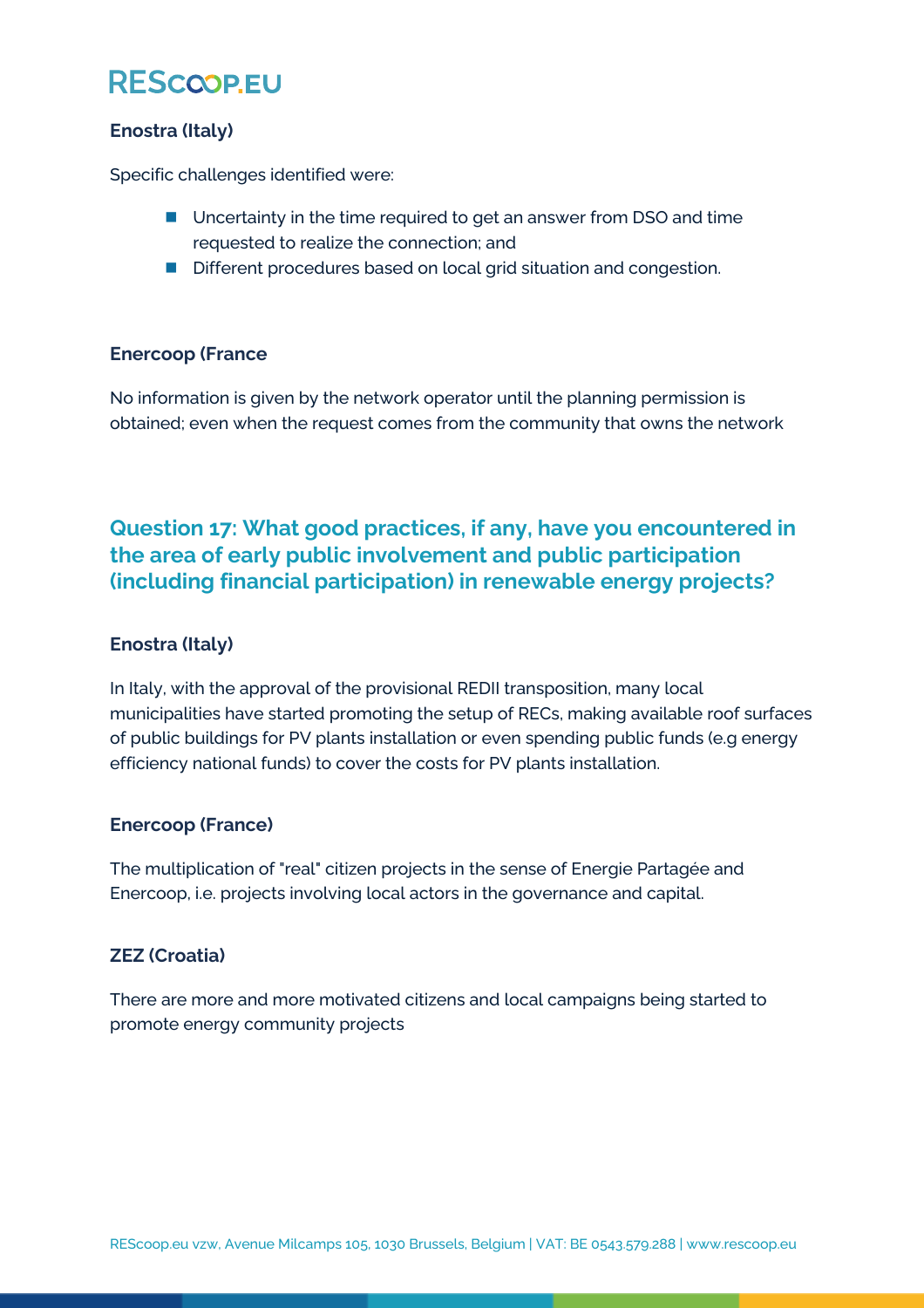**Enostra (Italy)**

Specific challenges identified were:

- Uncertainty in the time required to get an answer from DSO and time requested to realize the connection; and
- Different procedures based on local grid situation and congestion.

**Enercoop (France**

No information is given by the network operator until the planning permission is obtained; even when the request comes from the community that owns the network

## Question 17: What good practices, if any, have you encountered in the area of early public involvement and public participation (including financial participation) in renewable energy projects?

**Enostra (Italy)**

In Italy, with the approval of the provisional REDII transposition, many local municipalities have started promoting the setup of RECs, making available roof surfaces of public buildings for PV plants installation or even spending public funds (e.g energy efficiency national funds) to cover the costs for PV plants installation.

**Enercoop (France)**

The multiplication of "real" citizen projects in the sense of Energie Partagée and Enercoop, i.e. projects involving local actors in the governance and capital.

**ZEZ (Croatia)**

There are more and more motivated citizens and local campaigns being started to promote energy community projects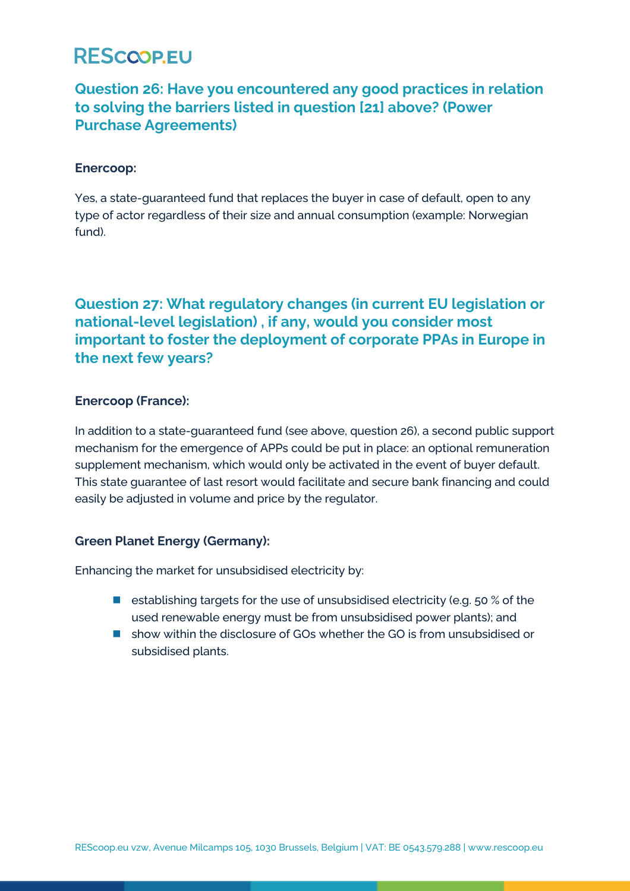## Question 26: Have you encountered any good practices in relation to solving the barriers listed in question [21] above? (Power Purchase Agreements)

**Enercoop:**

Yes, a state-guaranteed fund that replaces the buyer in case of default, open to any type of actor regardless of their size and annual consumption (example: Norwegian fund).

## Question 27: What regulatory changes (in current EU legislation or national-level legislation) , if any, would you consider most important to foster the deployment of corporate PPAs in Europe in the next few years?

**Enercoop (France):**

In addition to a state-guaranteed fund (see above, question 26), a second public support mechanism for the emergence of APPs could be put in place: an optional remuneration supplement mechanism, which would only be activated in the event of buyer default. This state guarantee of last resort would facilitate and secure bank financing and could easily be adjusted in volume and price by the regulator.

**Green Planet Energy (Germany):**

Enhancing the market for unsubsidised electricity by:

- establishing targets for the use of unsubsidised electricity (e.g. 50 % of the used renewable energy must be from unsubsidised power plants); and
- show within the disclosure of GOs whether the GO is from unsubsidised or subsidised plants.